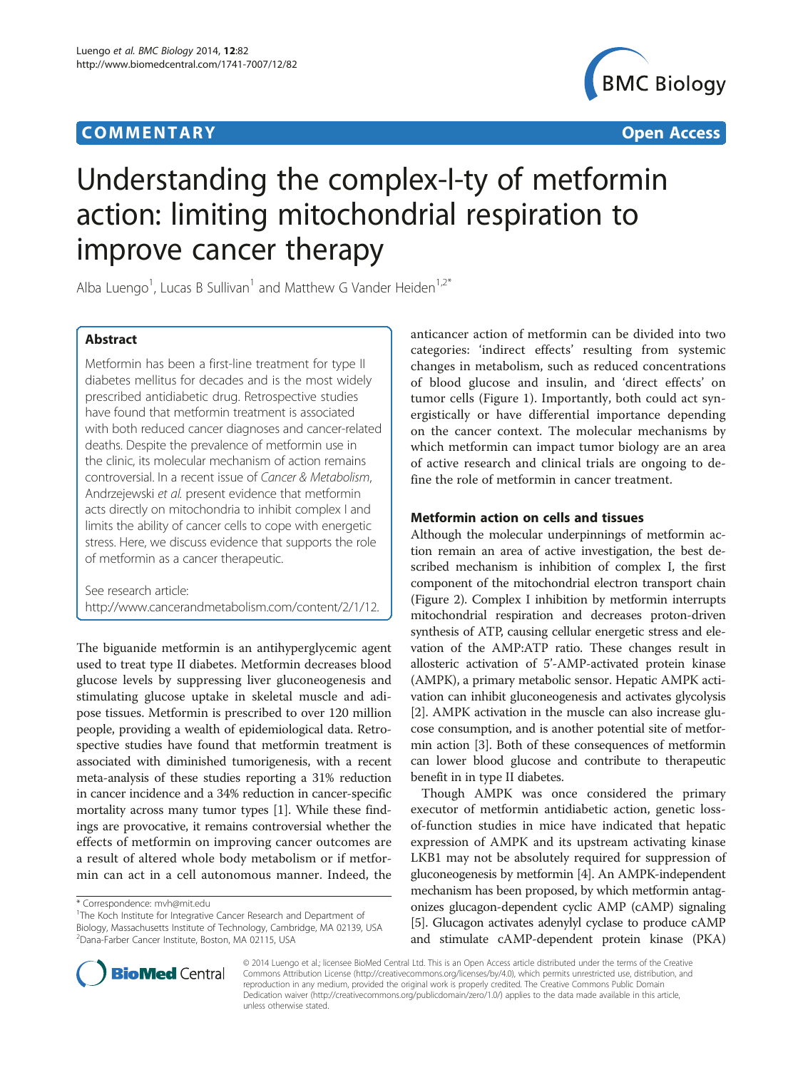COMMENTARY Open Access

# Understanding the complex-I-ty of metformin action: limiting mitochondrial respiration to improve cancer therapy

Alba Luengo[1], Lucas B Sullivan[1] and Matthew G Vander Heiden[1,2*]

## Abstract

Metformin has been a first-line treatment for type II diabetes mellitus for decades and is the most widely prescribed antidiabetic drug. Retrospective studies have found that metformin treatment is associated with both reduced cancer diagnoses and cancer-related deaths. Despite the prevalence of metformin use in the clinic, its molecular mechanism of action remains controversial. In a recent issue of *Cancer & Metabolism*, Andrzejewski *et al.* present evidence that metformin acts directly on mitochondria to inhibit complex I and limits the ability of cancer cells to cope with energetic stress. Here, we discuss evidence that supports the role of metformin as a cancer therapeutic.

See research article: http://www.cancerandmetabolism.com/content/2/1/12.

The biguanide metformin is an antihyperglycemic agent used to treat type II diabetes. Metformin decreases blood glucose levels by suppressing liver gluconeogenesis and stimulating glucose uptake in skeletal muscle and adipose tissues. Metformin is prescribed to over 120 million people, providing a wealth of epidemiological data. Retrospective studies have found that metformin treatment is associated with diminished tumorigenesis, with a recent meta-analysis of these studies reporting a 31% reduction in cancer incidence and a 34% reduction in cancer-specific mortality across many tumor types [1]. While these findings are provocative, it remains controversial whether the effects of metformin on improving cancer outcomes are a result of altered whole body metabolism or if metformin can act in a cell autonomous manner. Indeed, the anticancer action of metformin can be divided into two categories: 'indirect effects' resulting from systemic changes in metabolism, such as reduced concentrations of blood glucose and insulin, and 'direct effects' on tumor cells (Figure 1). Importantly, both could act synergistically or have differential importance depending on the cancer context. The molecular mechanisms by which metformin can impact tumor biology are an area of active research and clinical trials are ongoing to define the role of metformin in cancer treatment.

\* Correspondence: mvh@mit.edu
[1]The Koch Institute for Integrative Cancer Research and Department of Biology, Massachusetts Institute of Technology, Cambridge, MA 02139, USA
[2]Dana-Farber Cancer Institute, Boston, MA 02115, USA

### Metformin action on cells and tissues

Although the molecular underpinnings of metformin action remain an area of active investigation, the best described mechanism is inhibition of complex I, the first component of the mitochondrial electron transport chain (Figure 2). Complex I inhibition by metformin interrupts mitochondrial respiration and decreases proton-driven synthesis of ATP, causing cellular energetic stress and elevation of the AMP:ATP ratio. These changes result in allosteric activation of 5'-AMP-activated protein kinase (AMPK), a primary metabolic sensor. Hepatic AMPK activation can inhibit gluconeogenesis and activates glycolysis [2]. AMPK activation in the muscle can also increase glucose consumption, and is another potential site of metformin action [3]. Both of these consequences of metformin can lower blood glucose and contribute to therapeutic benefit in in type II diabetes.

Though AMPK was once considered the primary executor of metformin antidiabetic action, genetic loss-of-function studies in mice have indicated that hepatic expression of AMPK and its upstream activating kinase LKB1 may not be absolutely required for suppression of gluconeogenesis by metformin [4]. An AMPK-independent mechanism has been proposed, by which metformin antagonizes glucagon-dependent cyclic AMP (cAMP) signaling [5]. Glucagon activates adenylyl cyclase to produce cAMP and stimulate cAMP-dependent protein kinase (PKA)

© 2014 Luengo et al.; licensee BioMed Central Ltd. This is an Open Access article distributed under the terms of the Creative Commons Attribution License (http://creativecommons.org/licenses/by/4.0), which permits unrestricted use, distribution, and reproduction in any medium, provided the original work is properly credited. The Creative Commons Public Domain Dedication waiver (http://creativecommons.org/publicdomain/zero/1.0/) applies to the data made available in this article, unless otherwise stated.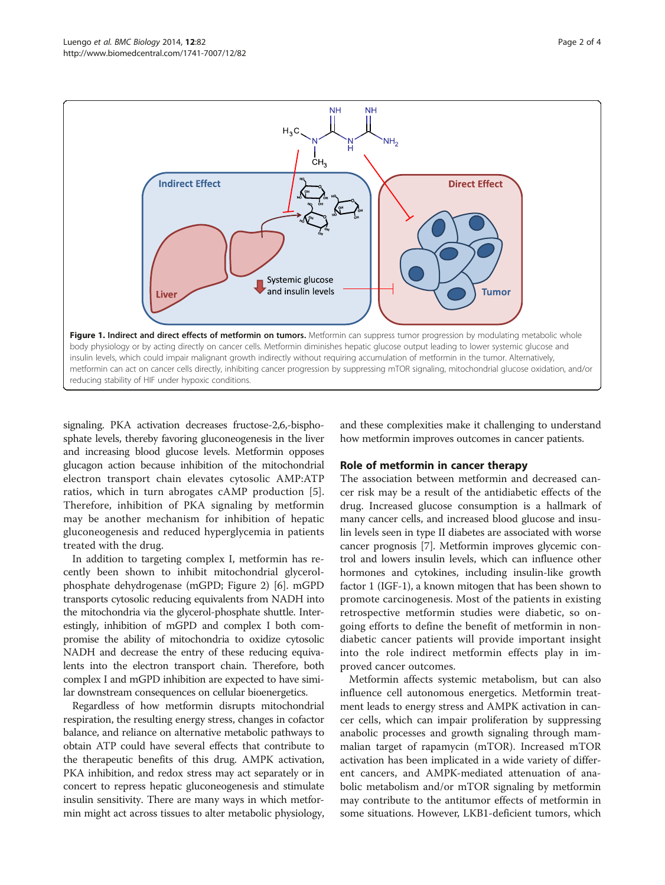**Figure 1. Indirect and direct effects of metformin on tumors.** Metformin can suppress tumor progression by modulating metabolic whole body physiology or by acting directly on cancer cells. Metformin diminishes hepatic glucose output leading to lower systemic glucose and insulin levels, which could impair malignant growth indirectly without requiring accumulation of metformin in the tumor. Alternatively, metformin can act on cancer cells directly, inhibiting cancer progression by suppressing mTOR signaling, mitochondrial glucose oxidation, and/or reducing stability of HIF under hypoxic conditions.

signaling. PKA activation decreases fructose-2,6,-bisphosphate levels, thereby favoring gluconeogenesis in the liver and increasing blood glucose levels. Metformin opposes glucagon action because inhibition of the mitochondrial electron transport chain elevates cytosolic AMP:ATP ratios, which in turn abrogates cAMP production [5]. Therefore, inhibition of PKA signaling by metformin may be another mechanism for inhibition of hepatic gluconeogenesis and reduced hyperglycemia in patients treated with the drug.

In addition to targeting complex I, metformin has recently been shown to inhibit mitochondrial glycerol-phosphate dehydrogenase (mGPD; Figure 2) [6]. mGPD transports cytosolic reducing equivalents from NADH into the mitochondria via the glycerol-phosphate shuttle. Interestingly, inhibition of mGPD and complex I both compromise the ability of mitochondria to oxidize cytosolic NADH and decrease the entry of these reducing equivalents into the electron transport chain. Therefore, both complex I and mGPD inhibition are expected to have similar downstream consequences on cellular bioenergetics.

Regardless of how metformin disrupts mitochondrial respiration, the resulting energy stress, changes in cofactor balance, and reliance on alternative metabolic pathways to obtain ATP could have several effects that contribute to the therapeutic benefits of this drug. AMPK activation, PKA inhibition, and redox stress may act separately or in concert to repress hepatic gluconeogenesis and stimulate insulin sensitivity. There are many ways in which metformin might act across tissues to alter metabolic physiology, and these complexities make it challenging to understand how metformin improves outcomes in cancer patients.

## Role of metformin in cancer therapy

The association between metformin and decreased cancer risk may be a result of the antidiabetic effects of the drug. Increased glucose consumption is a hallmark of many cancer cells, and increased blood glucose and insulin levels seen in type II diabetes are associated with worse cancer prognosis [7]. Metformin improves glycemic control and lowers insulin levels, which can influence other hormones and cytokines, including insulin-like growth factor 1 (IGF-1), a known mitogen that has been shown to promote carcinogenesis. Most of the patients in existing retrospective metformin studies were diabetic, so ongoing efforts to define the benefit of metformin in non-diabetic cancer patients will provide important insight into the role indirect metformin effects play in improved cancer outcomes.

Metformin affects systemic metabolism, but can also influence cell autonomous energetics. Metformin treatment leads to energy stress and AMPK activation in cancer cells, which can impair proliferation by suppressing anabolic processes and growth signaling through mammalian target of rapamycin (mTOR). Increased mTOR activation has been implicated in a wide variety of different cancers, and AMPK-mediated attenuation of anabolic metabolism and/or mTOR signaling by metformin may contribute to the antitumor effects of metformin in some situations. However, LKB1-deficient tumors, which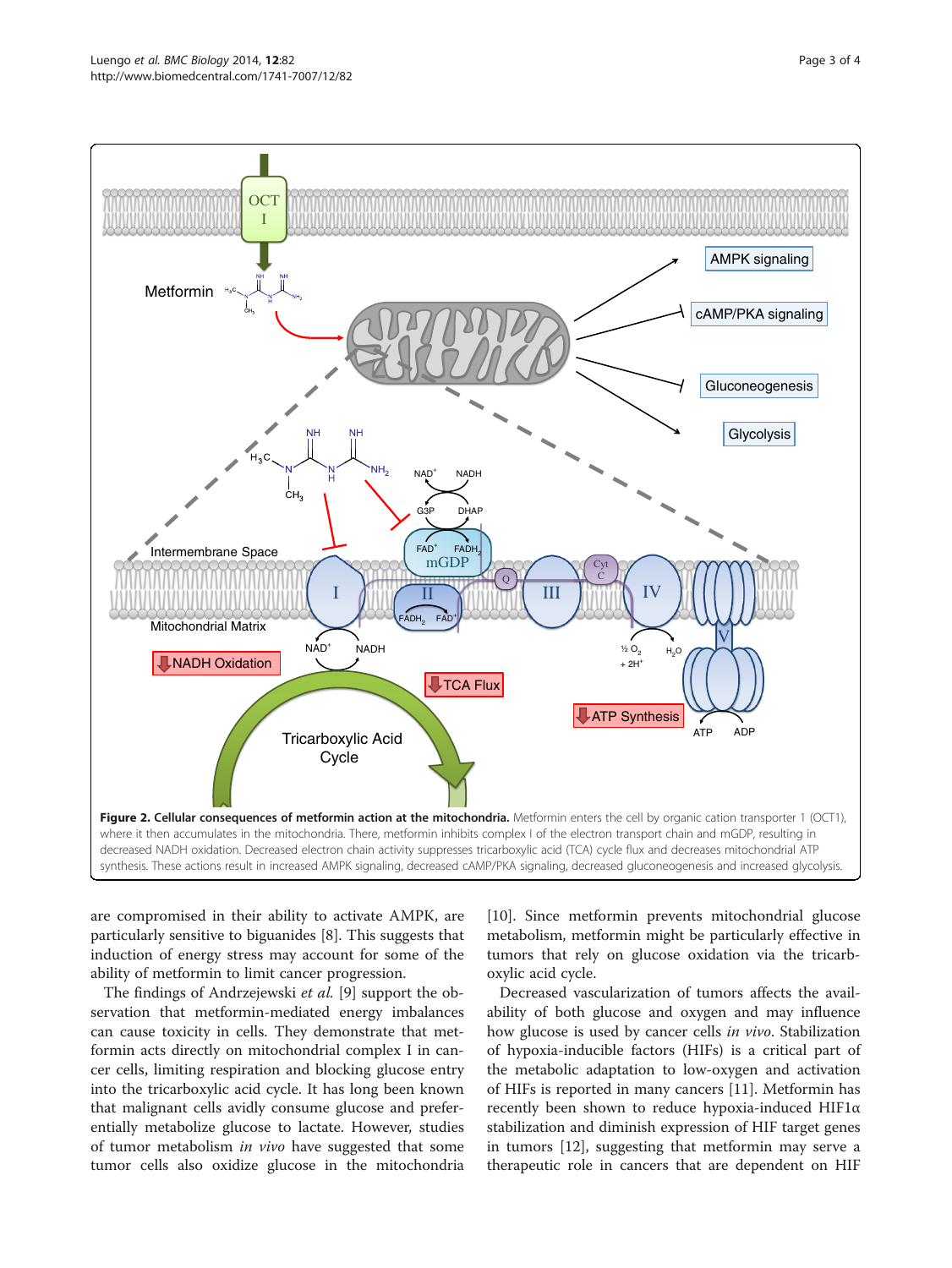**Figure 2. Cellular consequences of metformin action at the mitochondria.** Metformin enters the cell by organic cation transporter 1 (OCT1), where it then accumulates in the mitochondria. There, metformin inhibits complex I of the electron transport chain and mGDP, resulting in decreased NADH oxidation. Decreased electron chain activity suppresses tricarboxylic acid (TCA) cycle flux and decreases mitochondrial ATP synthesis. These actions result in increased AMPK signaling, decreased cAMP/PKA signaling, decreased gluconeogenesis and increased glycolysis.

are compromised in their ability to activate AMPK, are particularly sensitive to biguanides [8]. This suggests that induction of energy stress may account for some of the ability of metformin to limit cancer progression.

The findings of Andrzejewski *et al.* [9] support the observation that metformin-mediated energy imbalances can cause toxicity in cells. They demonstrate that metformin acts directly on mitochondrial complex I in cancer cells, limiting respiration and blocking glucose entry into the tricarboxylic acid cycle. It has long been known that malignant cells avidly consume glucose and preferentially metabolize glucose to lactate. However, studies of tumor metabolism *in vivo* have suggested that some tumor cells also oxidize glucose in the mitochondria [10]. Since metformin prevents mitochondrial glucose metabolism, metformin might be particularly effective in tumors that rely on glucose oxidation via the tricarboxylic acid cycle.

Decreased vascularization of tumors affects the availability of both glucose and oxygen and may influence how glucose is used by cancer cells *in vivo*. Stabilization of hypoxia-inducible factors (HIFs) is a critical part of the metabolic adaptation to low-oxygen and activation of HIFs is reported in many cancers [11]. Metformin has recently been shown to reduce hypoxia-induced HIF1α stabilization and diminish expression of HIF target genes in tumors [12], suggesting that metformin may serve a therapeutic role in cancers that are dependent on HIF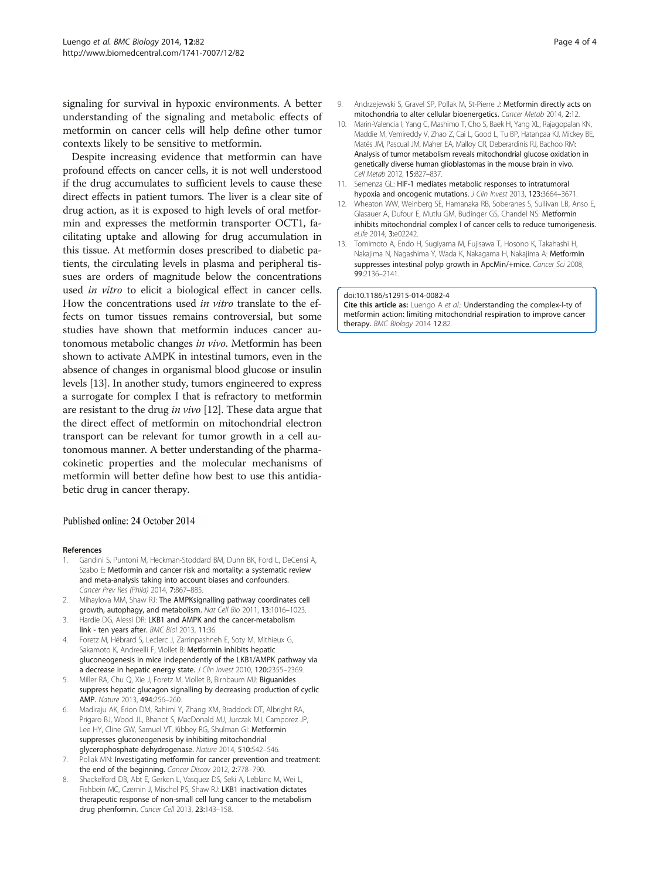signaling for survival in hypoxic environments. A better understanding of the signaling and metabolic effects of metformin on cancer cells will help define other tumor contexts likely to be sensitive to metformin.

Despite increasing evidence that metformin can have profound effects on cancer cells, it is not well understood if the drug accumulates to sufficient levels to cause these direct effects in patient tumors. The liver is a clear site of drug action, as it is exposed to high levels of oral metformin and expresses the metformin transporter OCT1, facilitating uptake and allowing for drug accumulation in this tissue. At metformin doses prescribed to diabetic patients, the circulating levels in plasma and peripheral tissues are orders of magnitude below the concentrations used *in vitro* to elicit a biological effect in cancer cells. How the concentrations used *in vitro* translate to the effects on tumor tissues remains controversial, but some studies have shown that metformin induces cancer autonomous metabolic changes *in vivo*. Metformin has been shown to activate AMPK in intestinal tumors, even in the absence of changes in organismal blood glucose or insulin levels [13]. In another study, tumors engineered to express a surrogate for complex I that is refractory to metformin are resistant to the drug *in vivo* [12]. These data argue that the direct effect of metformin on mitochondrial electron transport can be relevant for tumor growth in a cell autonomous manner. A better understanding of the pharmacokinetic properties and the molecular mechanisms of metformin will better define how best to use this antidiabetic drug in cancer therapy.

Published online: 24 October 2014

#### References

1. Gandini S, Puntoni M, Heckman-Stoddard BM, Dunn BK, Ford L, DeCensi A, Szabo E: **Metformin and cancer risk and mortality: a systematic review and meta-analysis taking into account biases and confounders.** *Cancer Prev Res (Phila)* 2014, **7:**867–885.
2. Mihaylova MM, Shaw RJ: **The AMPKsignalling pathway coordinates cell growth, autophagy, and metabolism.** *Nat Cell Bio* 2011, **13:**1016–1023.
3. Hardie DG, Alessi DR: **LKB1 and AMPK and the cancer-metabolism link - ten years after.** *BMC Biol* 2013, **11:**36.
4. Foretz M, Hébrard S, Leclerc J, Zarrinpashneh E, Soty M, Mithieux G, Sakamoto K, Andreelli F, Viollet B: **Metformin inhibits hepatic gluconeogenesis in mice independently of the LKB1/AMPK pathway via a decrease in hepatic energy state.** *J Clin Invest* 2010, **120:**2355–2369.
5. Miller RA, Chu Q, Xie J, Foretz M, Viollet B, Birnbaum MJ: **Biguanides suppress hepatic glucagon signalling by decreasing production of cyclic AMP.** *Nature* 2013, **494:**256–260.
6. Madiraju AK, Erion DM, Rahimi Y, Zhang XM, Braddock DT, Albright RA, Prigaro BJ, Wood JL, Bhanot S, MacDonald MJ, Jurczak MJ, Camporez JP, Lee HY, Cline GW, Samuel VT, Kibbey RG, Shulman GI: **Metformin suppresses gluconeogenesis by inhibiting mitochondrial glycerophosphate dehydrogenase.** *Nature* 2014, **510:**542–546.
7. Pollak MN: **Investigating metformin for cancer prevention and treatment: the end of the beginning.** *Cancer Discov* 2012, **2:**778–790.
8. Shackelford DB, Abt E, Gerken L, Vasquez DS, Seki A, Leblanc M, Wei L, Fishbein MC, Czernin J, Mischel PS, Shaw RJ: **LKB1 inactivation dictates therapeutic response of non-small cell lung cancer to the metabolism drug phenformin.** *Cancer Cell* 2013, **23:**143–158.
9. Andrzejewski S, Gravel SP, Pollak M, St-Pierre J: **Metformin directly acts on mitochondria to alter cellular bioenergetics.** *Cancer Metab* 2014, **2:**12.
10. Marin-Valencia I, Yang C, Mashimo T, Cho S, Baek H, Yang XL, Rajagopalan KN, Maddie M, Vemireddy V, Zhao Z, Cai L, Good L, Tu BP, Hatanpaa KJ, Mickey BE, Matés JM, Pascual JM, Maher EA, Malloy CR, Deberardinis RJ, Bachoo RM: **Analysis of tumor metabolism reveals mitochondrial glucose oxidation in genetically diverse human glioblastomas in the mouse brain in vivo.** *Cell Metab* 2012, **15:**827–837.
11. Semenza GL: **HIF-1 mediates metabolic responses to intratumoral hypoxia and oncogenic mutations.** *J Clin Invest* 2013, **123:**3664–3671.
12. Wheaton WW, Weinberg SE, Hamanaka RB, Soberanes S, Sullivan LB, Anso E, Glasauer A, Dufour E, Mutlu GM, Budinger GS, Chandel NS: **Metformin inhibits mitochondrial complex I of cancer cells to reduce tumorigenesis.** *eLife* 2014, **3:**e02242.
13. Tomimoto A, Endo H, Sugiyama M, Fujisawa T, Hosono K, Takahashi H, Nakajima N, Nagashima Y, Wada K, Nakagama H, Nakajima A: **Metformin suppresses intestinal polyp growth in ApcMin/+mice.** *Cancer Sci* 2008, **99:**2136–2141.

doi:10.1186/s12915-014-0082-4
**Cite this article as:** Luengo A *et al.*: **Understanding the complex-I-ty of metformin action: limiting mitochondrial respiration to improve cancer therapy.** *BMC Biology* 2014 **12**:82.